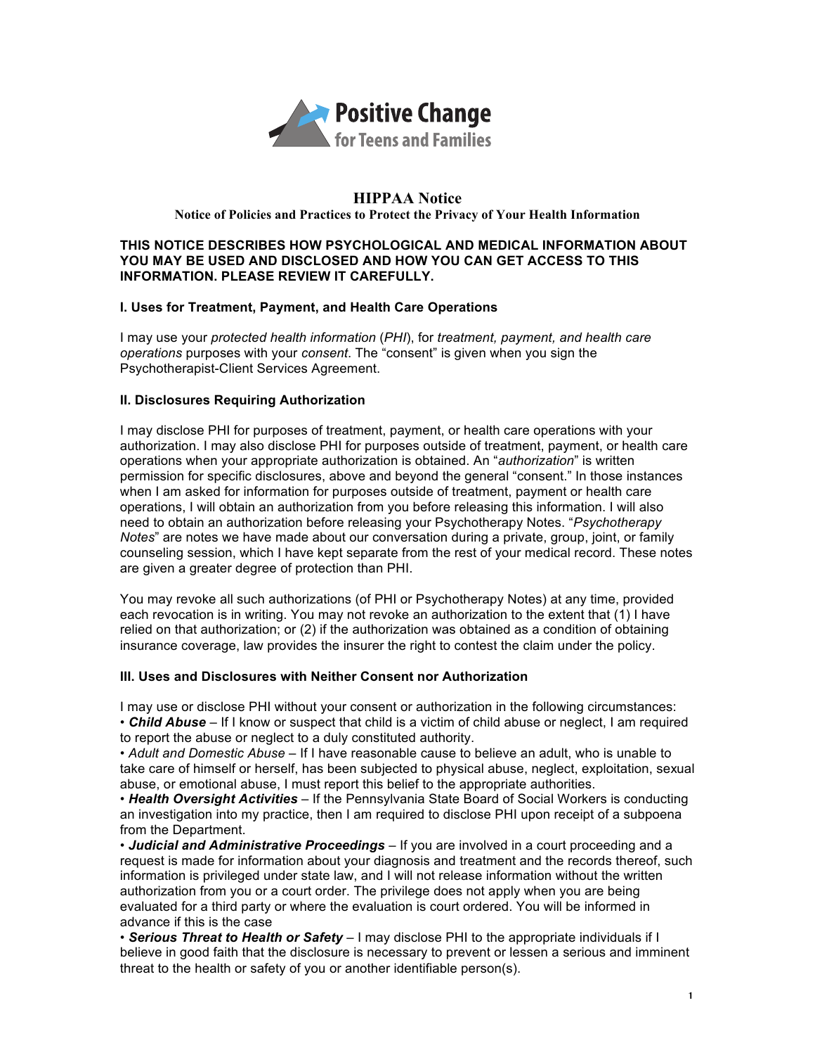Positive Change
for Teens and Families

# HIPPAA Notice

**Notice of Policies and Practices to Protect the Privacy of Your Health Information**

**THIS NOTICE DESCRIBES HOW PSYCHOLOGICAL AND MEDICAL INFORMATION ABOUT YOU MAY BE USED AND DISCLOSED AND HOW YOU CAN GET ACCESS TO THIS INFORMATION. PLEASE REVIEW IT CAREFULLY.**

## I. Uses for Treatment, Payment, and Health Care Operations

I may use your *protected health information* (*PHI*), for *treatment, payment, and health care operations* purposes with your *consent*. The "consent" is given when you sign the Psychotherapist-Client Services Agreement.

## II. Disclosures Requiring Authorization

I may disclose PHI for purposes of treatment, payment, or health care operations with your authorization. I may also disclose PHI for purposes outside of treatment, payment, or health care operations when your appropriate authorization is obtained. An "*authorization*" is written permission for specific disclosures, above and beyond the general "consent." In those instances when I am asked for information for purposes outside of treatment, payment or health care operations, I will obtain an authorization from you before releasing this information. I will also need to obtain an authorization before releasing your Psychotherapy Notes. "*Psychotherapy Notes*" are notes we have made about our conversation during a private, group, joint, or family counseling session, which I have kept separate from the rest of your medical record. These notes are given a greater degree of protection than PHI.

You may revoke all such authorizations (of PHI or Psychotherapy Notes) at any time, provided each revocation is in writing. You may not revoke an authorization to the extent that (1) I have relied on that authorization; or (2) if the authorization was obtained as a condition of obtaining insurance coverage, law provides the insurer the right to contest the claim under the policy.

## III. Uses and Disclosures with Neither Consent nor Authorization

I may use or disclose PHI without your consent or authorization in the following circumstances:

- ***Child Abuse*** – If I know or suspect that child is a victim of child abuse or neglect, I am required to report the abuse or neglect to a duly constituted authority.
- *Adult and Domestic Abuse* – If I have reasonable cause to believe an adult, who is unable to take care of himself or herself, has been subjected to physical abuse, neglect, exploitation, sexual abuse, or emotional abuse, I must report this belief to the appropriate authorities.
- ***Health Oversight Activities*** – If the Pennsylvania State Board of Social Workers is conducting an investigation into my practice, then I am required to disclose PHI upon receipt of a subpoena from the Department.
- ***Judicial and Administrative Proceedings*** – If you are involved in a court proceeding and a request is made for information about your diagnosis and treatment and the records thereof, such information is privileged under state law, and I will not release information without the written authorization from you or a court order. The privilege does not apply when you are being evaluated for a third party or where the evaluation is court ordered. You will be informed in advance if this is the case
- ***Serious Threat to Health or Safety*** – I may disclose PHI to the appropriate individuals if I believe in good faith that the disclosure is necessary to prevent or lessen a serious and imminent threat to the health or safety of you or another identifiable person(s).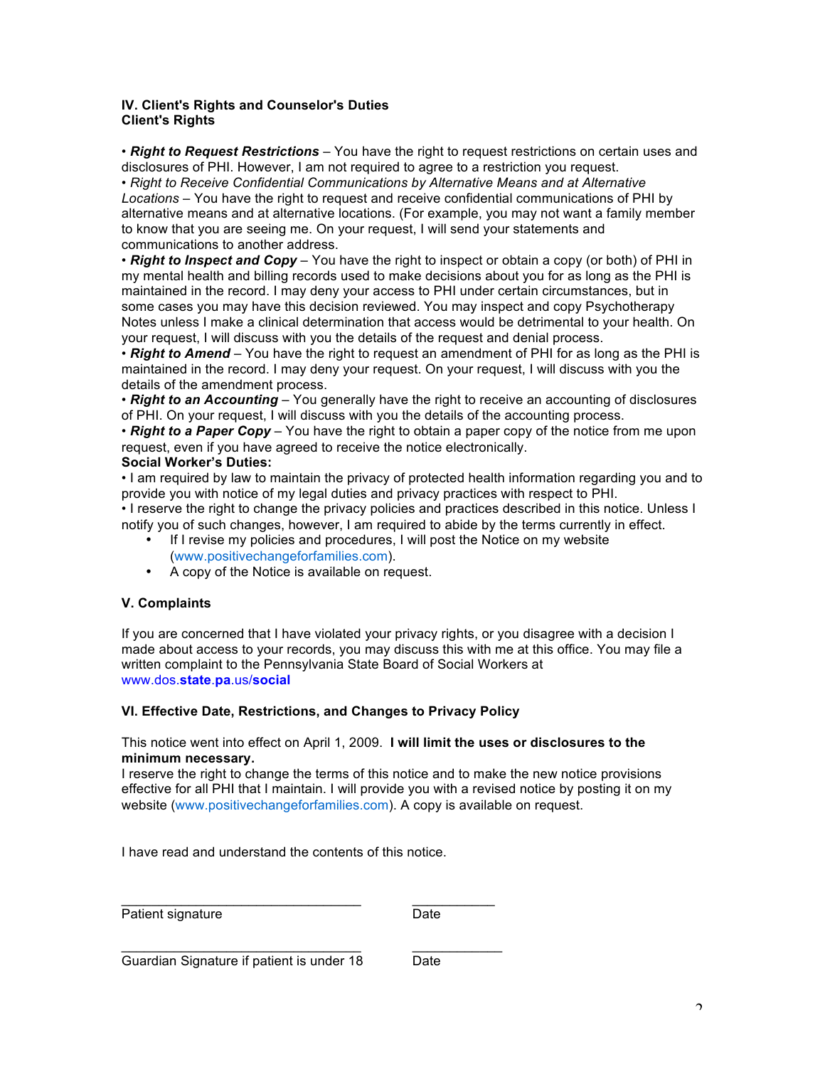**IV. Client's Rights and Counselor's Duties**
**Client's Rights**

• ***Right to Request Restrictions*** – You have the right to request restrictions on certain uses and disclosures of PHI. However, I am not required to agree to a restriction you request.
• *Right to Receive Confidential Communications by Alternative Means and at Alternative Locations* – You have the right to request and receive confidential communications of PHI by alternative means and at alternative locations. (For example, you may not want a family member to know that you are seeing me. On your request, I will send your statements and communications to another address.
• ***Right to Inspect and Copy*** – You have the right to inspect or obtain a copy (or both) of PHI in my mental health and billing records used to make decisions about you for as long as the PHI is maintained in the record. I may deny your access to PHI under certain circumstances, but in some cases you may have this decision reviewed. You may inspect and copy Psychotherapy Notes unless I make a clinical determination that access would be detrimental to your health. On your request, I will discuss with you the details of the request and denial process.
• ***Right to Amend*** – You have the right to request an amendment of PHI for as long as the PHI is maintained in the record. I may deny your request. On your request, I will discuss with you the details of the amendment process.
• ***Right to an Accounting*** – You generally have the right to receive an accounting of disclosures of PHI. On your request, I will discuss with you the details of the accounting process.
• ***Right to a Paper Copy*** – You have the right to obtain a paper copy of the notice from me upon request, even if you have agreed to receive the notice electronically.
**Social Worker's Duties:**
• I am required by law to maintain the privacy of protected health information regarding you and to provide you with notice of my legal duties and privacy practices with respect to PHI.
• I reserve the right to change the privacy policies and practices described in this notice. Unless I notify you of such changes, however, I am required to abide by the terms currently in effect.

- If I revise my policies and procedures, I will post the Notice on my website (www.positivechangeforfamilies.com).
- A copy of the Notice is available on request.

**V. Complaints**

If you are concerned that I have violated your privacy rights, or you disagree with a decision I made about access to your records, you may discuss this with me at this office. You may file a written complaint to the Pennsylvania State Board of Social Workers at www.dos.**state**.**pa**.us/**social**

**VI. Effective Date, Restrictions, and Changes to Privacy Policy**

This notice went into effect on April 1, 2009. **I will limit the uses or disclosures to the minimum necessary.**
I reserve the right to change the terms of this notice and to make the new notice provisions effective for all PHI that I maintain. I will provide you with a revised notice by posting it on my website (www.positivechangeforfamilies.com). A copy is available on request.

I have read and understand the contents of this notice.

\_\_\_\_\_\_\_\_\_\_\_\_\_\_\_\_\_\_\_\_\_\_\_\_\_\_\_\_\_\_\_\_\_ \_\_\_\_\_\_\_\_\_\_\_
Patient signature Date

\_\_\_\_\_\_\_\_\_\_\_\_\_\_\_\_\_\_\_\_\_\_\_\_\_\_\_\_\_\_\_\_\_ \_\_\_\_\_\_\_\_\_\_\_\_
Guardian Signature if patient is under 18 Date